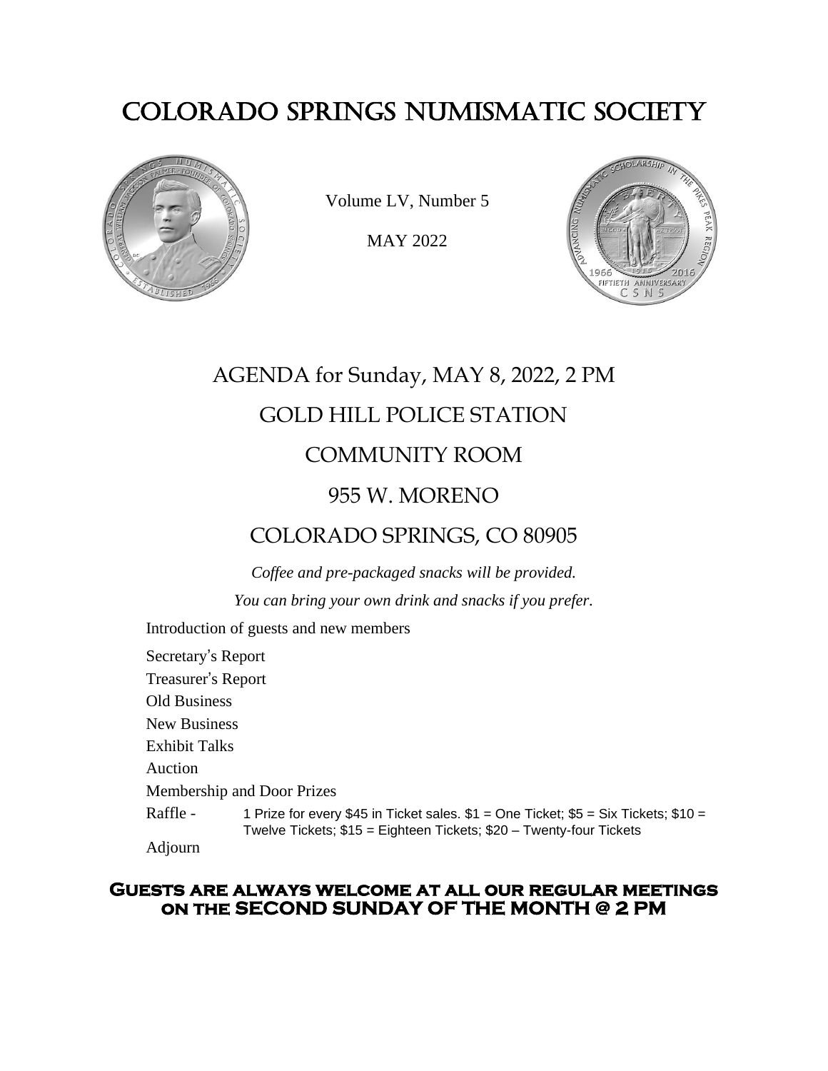# COLORADO SPRINGS NUMISMATIC SOCIETY

Volume LV, Number 5

MAY 2022

## AGENDA for Sunday, MAY 8, 2022, 2 PM

## GOLD HILL POLICE STATION

## COMMUNITY ROOM

## 955 W. MORENO

## COLORADO SPRINGS, CO 80905

*Coffee and pre-packaged snacks will be provided.*

*You can bring your own drink and snacks if you prefer.*

Introduction of guests and new members

Secretary's Report

Treasurer's Report

Old Business

New Business

Exhibit Talks

Auction

Membership and Door Prizes

Raffle - 1 Prize for every $45 in Ticket sales. $1 = One Ticket; $5 = Six Tickets; $10 = Twelve Tickets; $15 = Eighteen Tickets; $20 – Twenty-four Tickets

Adjourn

**GUESTS ARE ALWAYS WELCOME AT ALL OUR REGULAR MEETINGS ON THE SECOND SUNDAY OF THE MONTH @ 2 PM**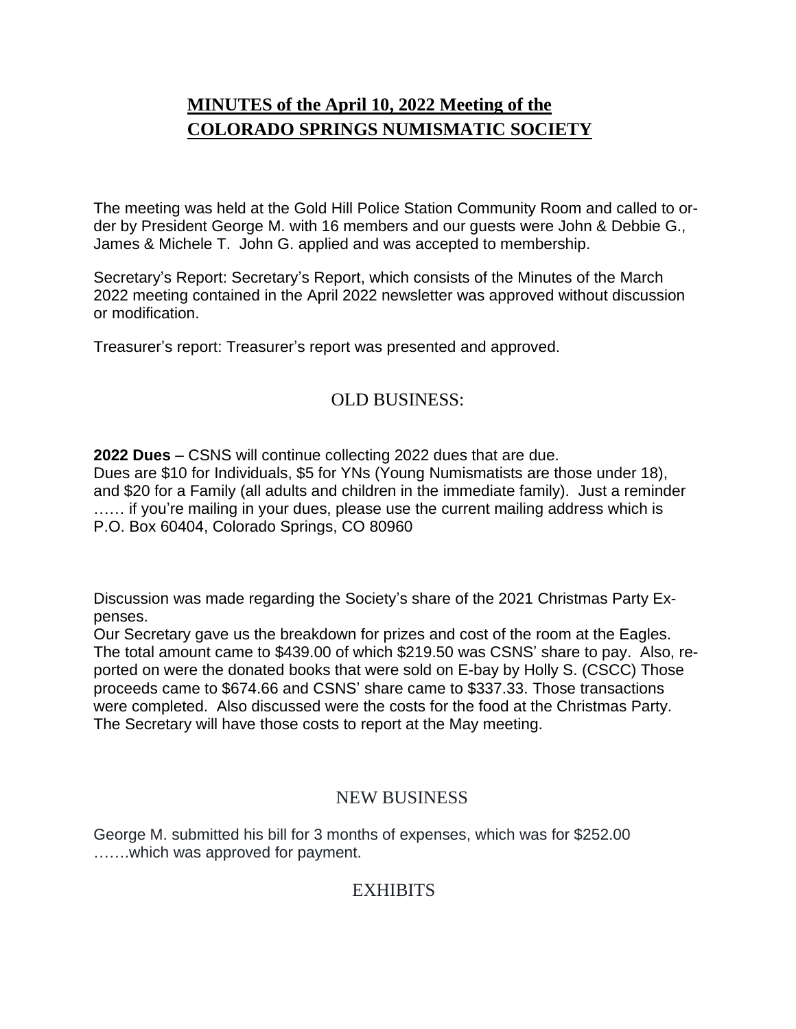## **MINUTES of the April 10, 2022 Meeting of the COLORADO SPRINGS NUMISMATIC SOCIETY**

The meeting was held at the Gold Hill Police Station Community Room and called to order by President George M. with 16 members and our guests were John & Debbie G., James & Michele T. John G. applied and was accepted to membership.

Secretary's Report: Secretary's Report, which consists of the Minutes of the March 2022 meeting contained in the April 2022 newsletter was approved without discussion or modification.

Treasurer's report: Treasurer's report was presented and approved.

## OLD BUSINESS:

**2022 Dues** – CSNS will continue collecting 2022 dues that are due.
Dues are $10 for Individuals, $5 for YNs (Young Numismatists are those under 18), and $20 for a Family (all adults and children in the immediate family). Just a reminder …… if you're mailing in your dues, please use the current mailing address which is P.O. Box 60404, Colorado Springs, CO 80960

Discussion was made regarding the Society's share of the 2021 Christmas Party Expenses.
Our Secretary gave us the breakdown for prizes and cost of the room at the Eagles. The total amount came to $439.00 of which $219.50 was CSNS' share to pay. Also, reported on were the donated books that were sold on E-bay by Holly S. (CSCC) Those proceeds came to $674.66 and CSNS' share came to $337.33. Those transactions were completed. Also discussed were the costs for the food at the Christmas Party. The Secretary will have those costs to report at the May meeting.

## NEW BUSINESS

George M. submitted his bill for 3 months of expenses, which was for $252.00 …….which was approved for payment.

## EXHIBITS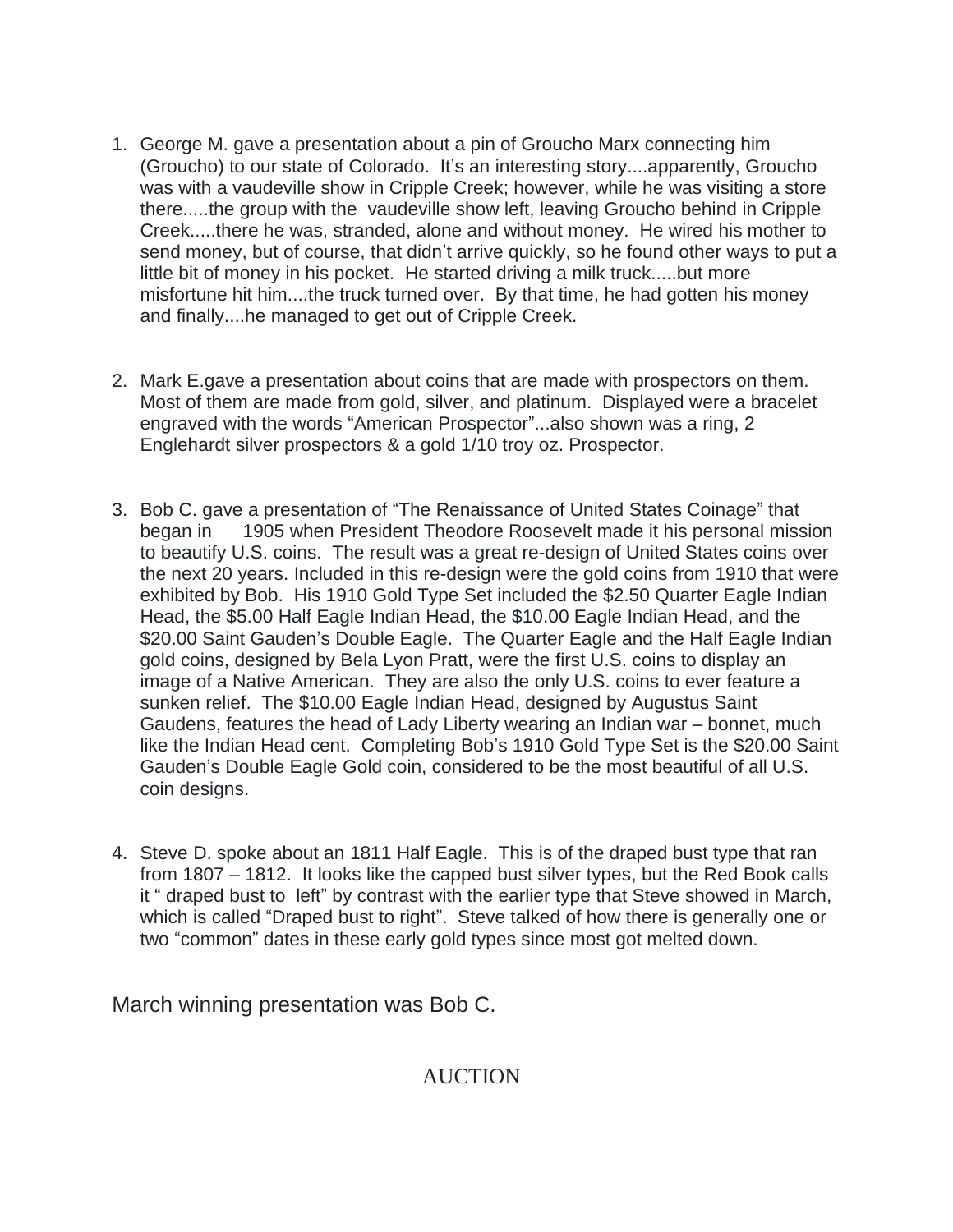1. George M. gave a presentation about a pin of Groucho Marx connecting him (Groucho) to our state of Colorado. It's an interesting story....apparently, Groucho was with a vaudeville show in Cripple Creek; however, while he was visiting a store there.....the group with the vaudeville show left, leaving Groucho behind in Cripple Creek.....there he was, stranded, alone and without money. He wired his mother to send money, but of course, that didn't arrive quickly, so he found other ways to put a little bit of money in his pocket. He started driving a milk truck.....but more misfortune hit him....the truck turned over. By that time, he had gotten his money and finally....he managed to get out of Cripple Creek.

2. Mark E.gave a presentation about coins that are made with prospectors on them. Most of them are made from gold, silver, and platinum. Displayed were a bracelet engraved with the words "American Prospector"...also shown was a ring, 2 Englehardt silver prospectors & a gold 1/10 troy oz. Prospector.

3. Bob C. gave a presentation of "The Renaissance of United States Coinage" that began in 1905 when President Theodore Roosevelt made it his personal mission to beautify U.S. coins. The result was a great re-design of United States coins over the next 20 years. Included in this re-design were the gold coins from 1910 that were exhibited by Bob. His 1910 Gold Type Set included the $2.50 Quarter Eagle Indian Head, the $5.00 Half Eagle Indian Head, the $10.00 Eagle Indian Head, and the $20.00 Saint Gauden's Double Eagle. The Quarter Eagle and the Half Eagle Indian gold coins, designed by Bela Lyon Pratt, were the first U.S. coins to display an image of a Native American. They are also the only U.S. coins to ever feature a sunken relief. The $10.00 Eagle Indian Head, designed by Augustus Saint Gaudens, features the head of Lady Liberty wearing an Indian war – bonnet, much like the Indian Head cent. Completing Bob's 1910 Gold Type Set is the $20.00 Saint Gauden's Double Eagle Gold coin, considered to be the most beautiful of all U.S. coin designs.

4. Steve D. spoke about an 1811 Half Eagle. This is of the draped bust type that ran from 1807 – 1812. It looks like the capped bust silver types, but the Red Book calls it " draped bust to left" by contrast with the earlier type that Steve showed in March, which is called "Draped bust to right". Steve talked of how there is generally one or two "common" dates in these early gold types since most got melted down.

March winning presentation was Bob C.

## AUCTION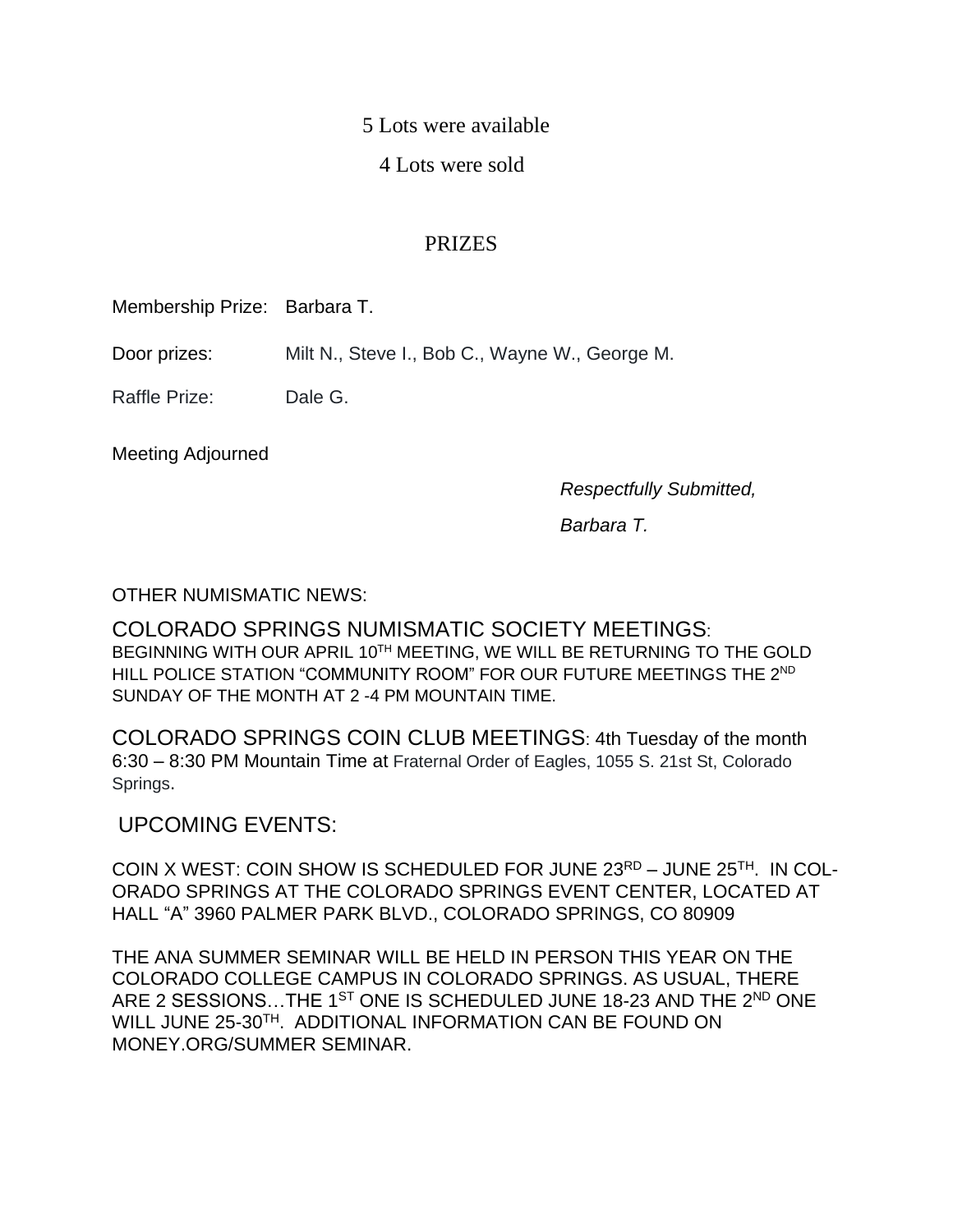5 Lots were available

4 Lots were sold

## PRIZES

Membership Prize: Barbara T.

Door prizes: Milt N., Steve I., Bob C., Wayne W., George M.

Raffle Prize: Dale G.

Meeting Adjourned

*Respectfully Submitted,*

*Barbara T.*

OTHER NUMISMATIC NEWS:

COLORADO SPRINGS NUMISMATIC SOCIETY MEETINGS: BEGINNING WITH OUR APRIL 10TH MEETING, WE WILL BE RETURNING TO THE GOLD HILL POLICE STATION "COMMUNITY ROOM" FOR OUR FUTURE MEETINGS THE 2ND SUNDAY OF THE MONTH AT 2 -4 PM MOUNTAIN TIME.

COLORADO SPRINGS COIN CLUB MEETINGS: 4th Tuesday of the month 6:30 – 8:30 PM Mountain Time at Fraternal Order of Eagles, 1055 S. 21st St, Colorado Springs.

## UPCOMING EVENTS:

COIN X WEST: COIN SHOW IS SCHEDULED FOR JUNE 23RD – JUNE 25TH. IN COLORADO SPRINGS AT THE COLORADO SPRINGS EVENT CENTER, LOCATED AT HALL "A" 3960 PALMER PARK BLVD., COLORADO SPRINGS, CO 80909

THE ANA SUMMER SEMINAR WILL BE HELD IN PERSON THIS YEAR ON THE COLORADO COLLEGE CAMPUS IN COLORADO SPRINGS. AS USUAL, THERE ARE 2 SESSIONS…THE 1ST ONE IS SCHEDULED JUNE 18-23 AND THE 2ND ONE WILL JUNE 25-30TH. ADDITIONAL INFORMATION CAN BE FOUND ON MONEY.ORG/SUMMER SEMINAR.